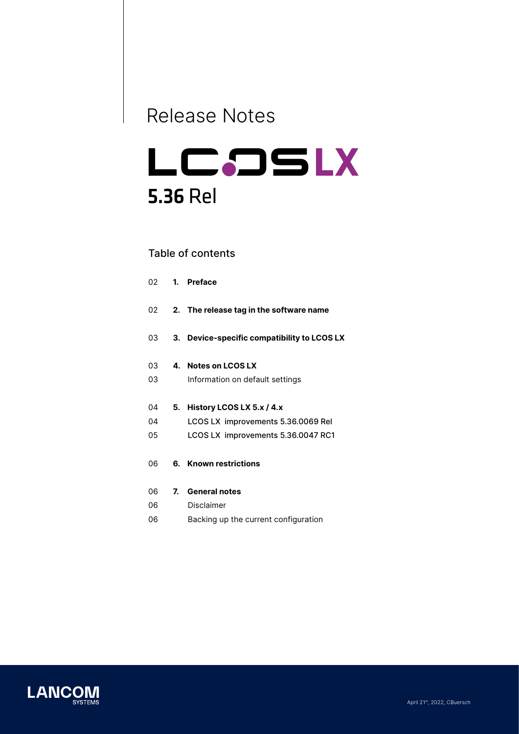# Release Notes

# LCOS LX

## 5.36 Rel

### Table of contents

| | | |
|---|---|---|
| 02 | **1. Preface** | |
| 02 | **2. The release tag in the software name** | |
| 03 | **3. Device-specific compatibility to LCOS LX** | |
| 03 | **4. Notes on LCOS LX** | |
| 03 | | Information on default settings |
| 04 | **5. History LCOS LX 5.x / 4.x** | |
| 04 | | LCOS LX improvements 5.36.0069 Rel |
| 05 | | LCOS LX improvements 5.36.0047 RC1 |
| 06 | **6. Known restrictions** | |
| 06 | **7. General notes** | |
| 06 | | Disclaimer |
| 06 | | Backing up the current configuration |

LANCOM SYSTEMS

April 21st, 2022, CBuersch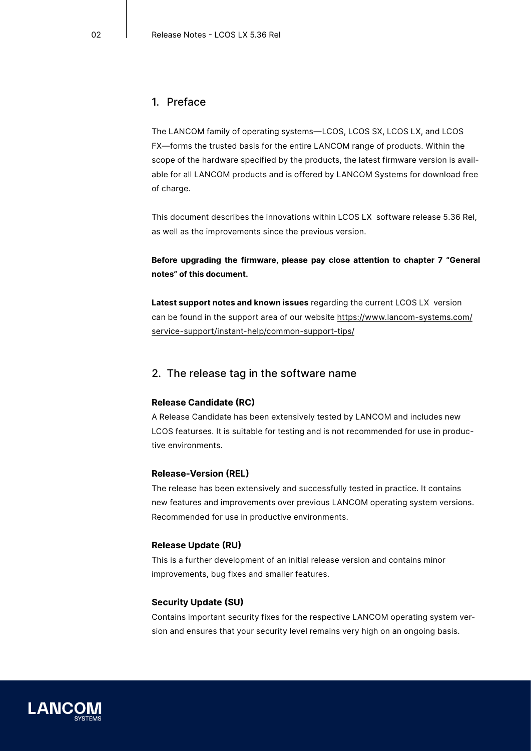## 1. Preface

The LANCOM family of operating systems—LCOS, LCOS SX, LCOS LX, and LCOS FX—forms the trusted basis for the entire LANCOM range of products. Within the scope of the hardware specified by the products, the latest firmware version is available for all LANCOM products and is offered by LANCOM Systems for download free of charge.

This document describes the innovations within LCOS LX software release 5.36 Rel, as well as the improvements since the previous version.

**Before upgrading the firmware, please pay close attention to chapter 7 "General notes" of this document.**

**Latest support notes and known issues** regarding the current LCOS LX version can be found in the support area of our website https://www.lancom-systems.com/service-support/instant-help/common-support-tips/

## 2. The release tag in the software name

**Release Candidate (RC)**
A Release Candidate has been extensively tested by LANCOM and includes new LCOS featurses. It is suitable for testing and is not recommended for use in productive environments.

**Release-Version (REL)**
The release has been extensively and successfully tested in practice. It contains new features and improvements over previous LANCOM operating system versions. Recommended for use in productive environments.

**Release Update (RU)**
This is a further development of an initial release version and contains minor improvements, bug fixes and smaller features.

**Security Update (SU)**
Contains important security fixes for the respective LANCOM operating system version and ensures that your security level remains very high on an ongoing basis.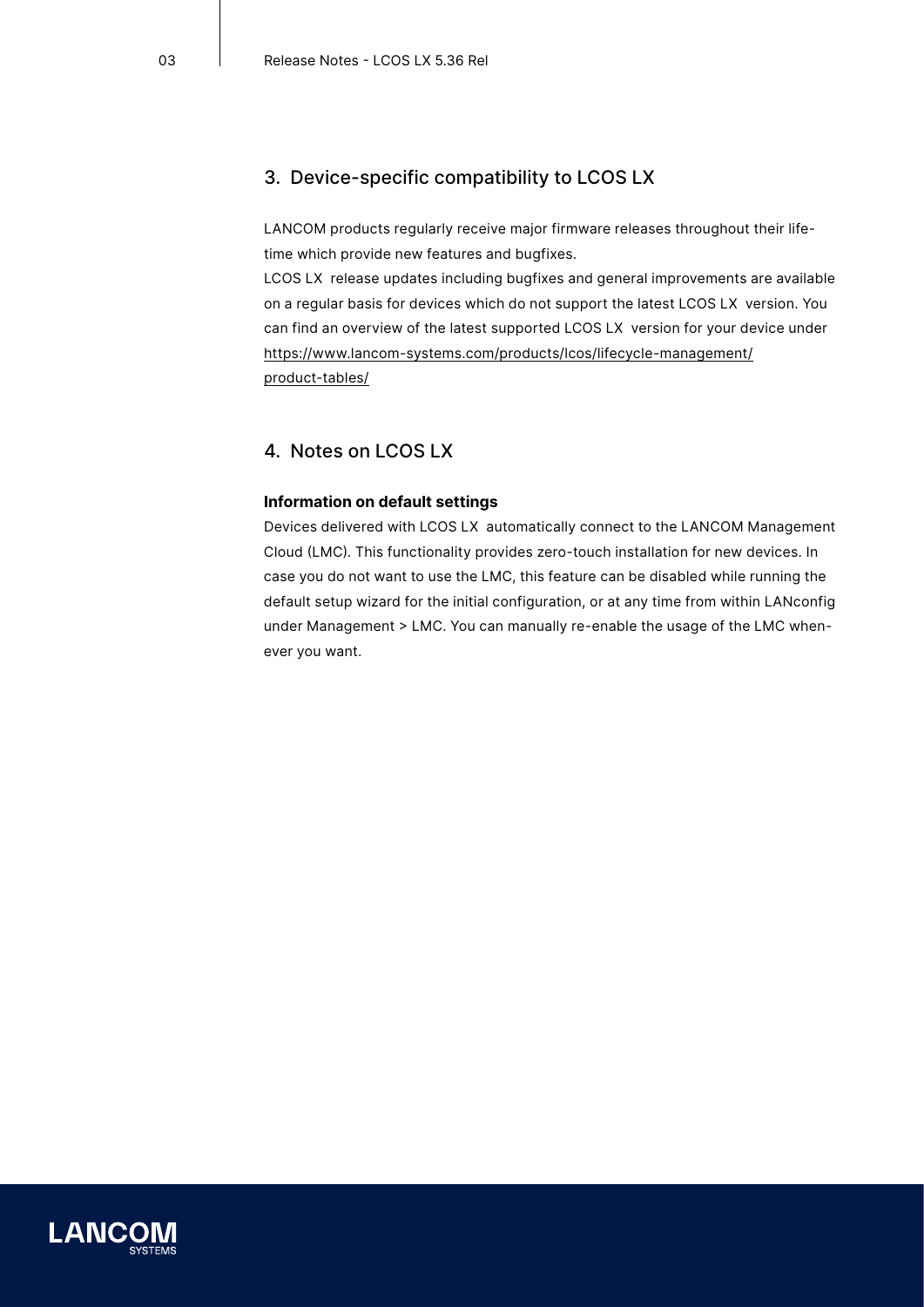## 3. Device-specific compatibility to LCOS LX

LANCOM products regularly receive major firmware releases throughout their lifetime which provide new features and bugfixes.
LCOS LX release updates including bugfixes and general improvements are available on a regular basis for devices which do not support the latest LCOS LX version. You can find an overview of the latest supported LCOS LX version for your device under https://www.lancom-systems.com/products/lcos/lifecycle-management/product-tables/

## 4. Notes on LCOS LX

**Information on default settings**

Devices delivered with LCOS LX automatically connect to the LANCOM Management Cloud (LMC). This functionality provides zero-touch installation for new devices. In case you do not want to use the LMC, this feature can be disabled while running the default setup wizard for the initial configuration, or at any time from within LANconfig under Management > LMC. You can manually re-enable the usage of the LMC whenever you want.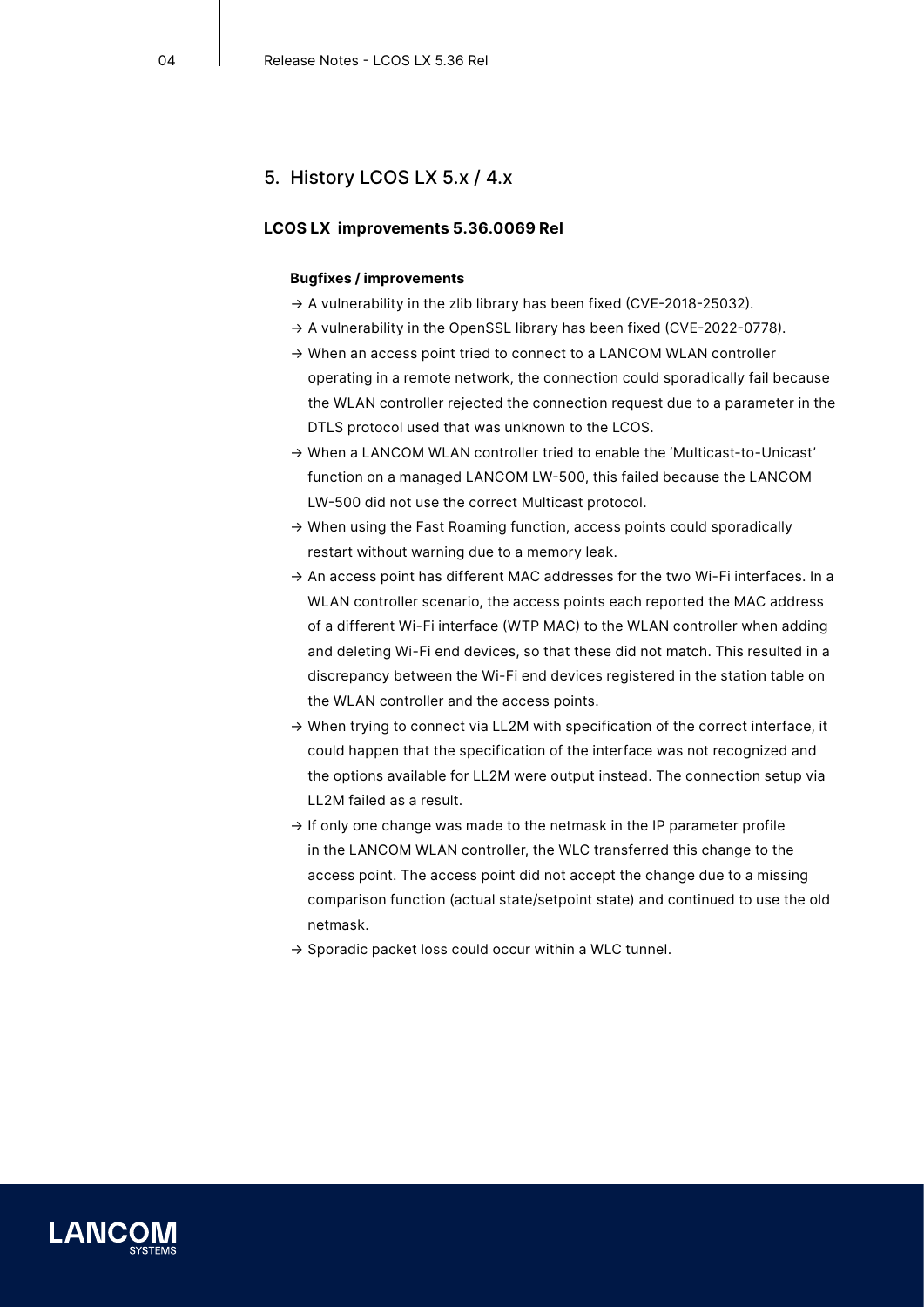## 5. History LCOS LX 5.x / 4.x

### LCOS LX improvements 5.36.0069 Rel

**Bugfixes / improvements**

→ A vulnerability in the zlib library has been fixed (CVE-2018-25032).

→ A vulnerability in the OpenSSL library has been fixed (CVE-2022-0778).

→ When an access point tried to connect to a LANCOM WLAN controller operating in a remote network, the connection could sporadically fail because the WLAN controller rejected the connection request due to a parameter in the DTLS protocol used that was unknown to the LCOS.

→ When a LANCOM WLAN controller tried to enable the 'Multicast-to-Unicast' function on a managed LANCOM LW-500, this failed because the LANCOM LW-500 did not use the correct Multicast protocol.

→ When using the Fast Roaming function, access points could sporadically restart without warning due to a memory leak.

→ An access point has different MAC addresses for the two Wi-Fi interfaces. In a WLAN controller scenario, the access points each reported the MAC address of a different Wi-Fi interface (WTP MAC) to the WLAN controller when adding and deleting Wi-Fi end devices, so that these did not match. This resulted in a discrepancy between the Wi-Fi end devices registered in the station table on the WLAN controller and the access points.

→ When trying to connect via LL2M with specification of the correct interface, it could happen that the specification of the interface was not recognized and the options available for LL2M were output instead. The connection setup via LL2M failed as a result.

→ If only one change was made to the netmask in the IP parameter profile in the LANCOM WLAN controller, the WLC transferred this change to the access point. The access point did not accept the change due to a missing comparison function (actual state/setpoint state) and continued to use the old netmask.

→ Sporadic packet loss could occur within a WLC tunnel.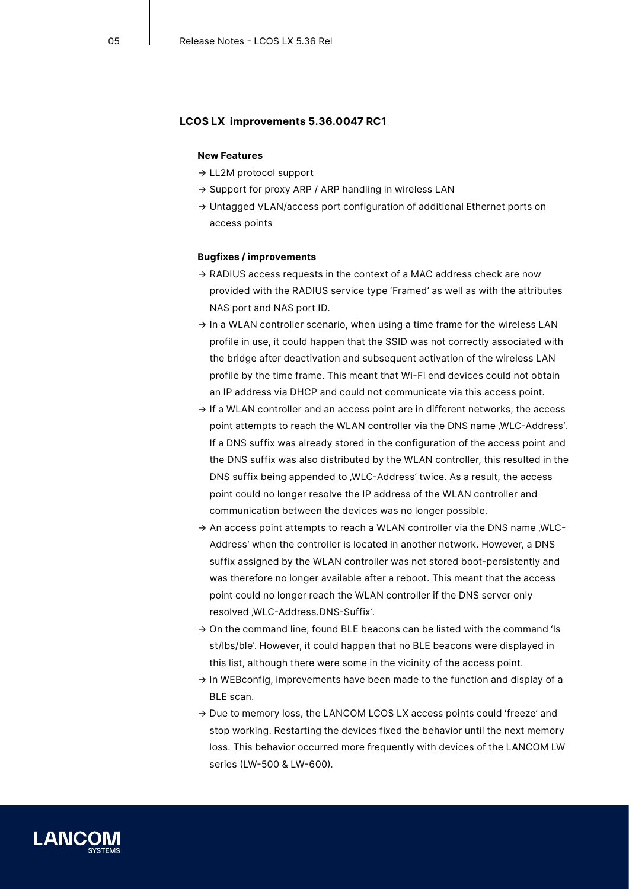## LCOS LX improvements 5.36.0047 RC1

### New Features

- → LL2M protocol support
- → Support for proxy ARP / ARP handling in wireless LAN
- → Untagged VLAN/access port configuration of additional Ethernet ports on access points

### Bugfixes / improvements

- → RADIUS access requests in the context of a MAC address check are now provided with the RADIUS service type 'Framed' as well as with the attributes NAS port and NAS port ID.
- → In a WLAN controller scenario, when using a time frame for the wireless LAN profile in use, it could happen that the SSID was not correctly associated with the bridge after deactivation and subsequent activation of the wireless LAN profile by the time frame. This meant that Wi-Fi end devices could not obtain an IP address via DHCP and could not communicate via this access point.
- → If a WLAN controller and an access point are in different networks, the access point attempts to reach the WLAN controller via the DNS name ‚WLC-Address'. If a DNS suffix was already stored in the configuration of the access point and the DNS suffix was also distributed by the WLAN controller, this resulted in the DNS suffix being appended to ‚WLC-Address' twice. As a result, the access point could no longer resolve the IP address of the WLAN controller and communication between the devices was no longer possible.
- → An access point attempts to reach a WLAN controller via the DNS name ‚WLC-Address' when the controller is located in another network. However, a DNS suffix assigned by the WLAN controller was not stored boot-persistently and was therefore no longer available after a reboot. This meant that the access point could no longer reach the WLAN controller if the DNS server only resolved ‚WLC-Address.DNS-Suffix'.
- → On the command line, found BLE beacons can be listed with the command 'ls st/lbs/ble'. However, it could happen that no BLE beacons were displayed in this list, although there were some in the vicinity of the access point.
- → In WEBconfig, improvements have been made to the function and display of a BLE scan.
- → Due to memory loss, the LANCOM LCOS LX access points could 'freeze' and stop working. Restarting the devices fixed the behavior until the next memory loss. This behavior occurred more frequently with devices of the LANCOM LW series (LW-500 & LW-600).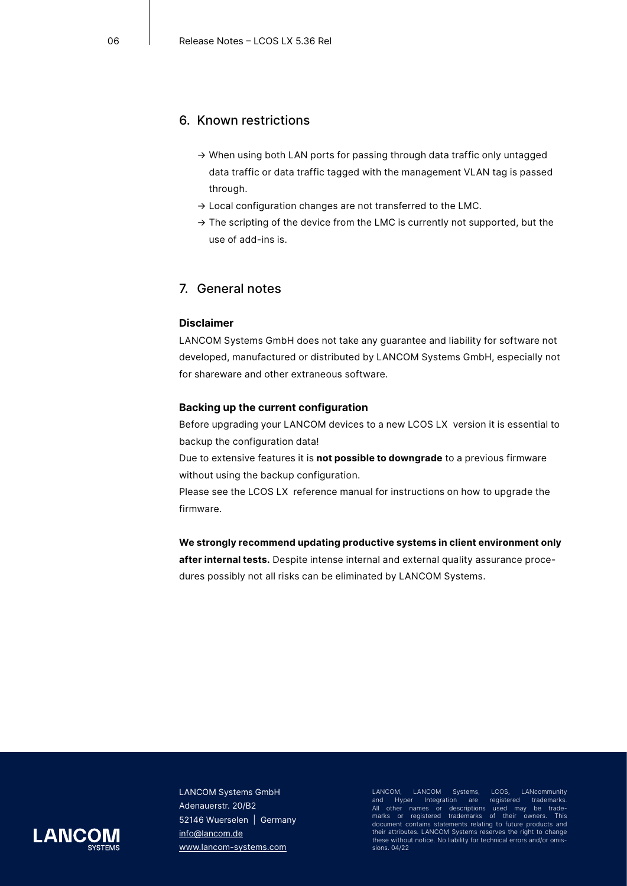## 6. Known restrictions

→ When using both LAN ports for passing through data traffic only untagged data traffic or data traffic tagged with the management VLAN tag is passed through.

→ Local configuration changes are not transferred to the LMC.

→ The scripting of the device from the LMC is currently not supported, but the use of add-ins is.

## 7. General notes

### Disclaimer

LANCOM Systems GmbH does not take any guarantee and liability for software not developed, manufactured or distributed by LANCOM Systems GmbH, especially not for shareware and other extraneous software.

### Backing up the current configuration

Before upgrading your LANCOM devices to a new LCOS LX version it is essential to backup the configuration data!

Due to extensive features it is **not possible to downgrade** to a previous firmware without using the backup configuration.

Please see the LCOS LX reference manual for instructions on how to upgrade the firmware.

**We strongly recommend updating productive systems in client environment only after internal tests.** Despite intense internal and external quality assurance procedures possibly not all risks can be eliminated by LANCOM Systems.

LANCOM Systems GmbH
Adenauerstr. 20/B2
52146 Wuerselen | Germany
info@lancom.de
www.lancom-systems.com

LANCOM, LANCOM Systems, LCOS, LANcommunity and Hyper Integration are registered trademarks. All other names or descriptions used may be trademarks or registered trademarks of their owners. This document contains statements relating to future products and their attributes. LANCOM Systems reserves the right to change these without notice. No liability for technical errors and/or omissions. 04/22